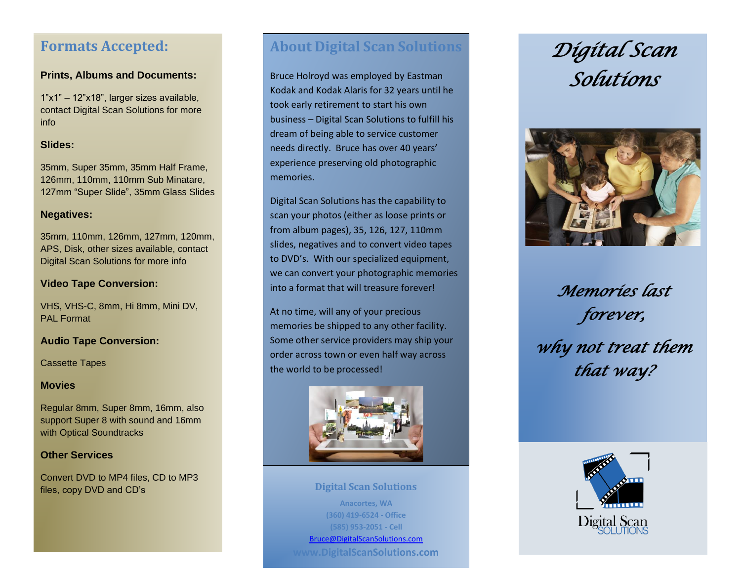## Formats Accepted:

**Prints, Albums and Documents:**

1"x1" – 12"x18", larger sizes available, contact Digital Scan Solutions for more info

**Slides:**

35mm, Super 35mm, 35mm Half Frame, 126mm, 110mm, 110mm Sub Minatare, 127mm "Super Slide", 35mm Glass Slides

**Negatives:**

35mm, 110mm, 126mm, 127mm, 120mm, APS, Disk, other sizes available, contact Digital Scan Solutions for more info

**Video Tape Conversion:**

VHS, VHS-C, 8mm, Hi 8mm, Mini DV, PAL Format

**Audio Tape Conversion:**

Cassette Tapes

**Movies**

Regular 8mm, Super 8mm, 16mm, also support Super 8 with sound and 16mm with Optical Soundtracks

**Other Services**

Convert DVD to MP4 files, CD to MP3 files, copy DVD and CD's

## About Digital Scan Solutions

Bruce Holroyd was employed by Eastman Kodak and Kodak Alaris for 32 years until he took early retirement to start his own business – Digital Scan Solutions to fulfill his dream of being able to service customer needs directly. Bruce has over 40 years' experience preserving old photographic memories.

Digital Scan Solutions has the capability to scan your photos (either as loose prints or from album pages), 35, 126, 127, 110mm slides, negatives and to convert video tapes to DVD's. With our specialized equipment, we can convert your photographic memories into a format that will treasure forever!

At no time, will any of your precious memories be shipped to any other facility. Some other service providers may ship your order across town or even half way across the world to be processed!

**Digital Scan Solutions**

Anacortes, WA
(360) 419-6524 - Office
(585) 953-2051 - Cell
Bruce@DigitalScanSolutions.com
www.DigitalScanSolutions.com

# *Digital Scan Solutions*

*Memories last forever,*

*why not treat them that way?*

Digital Scan SOLUTIONS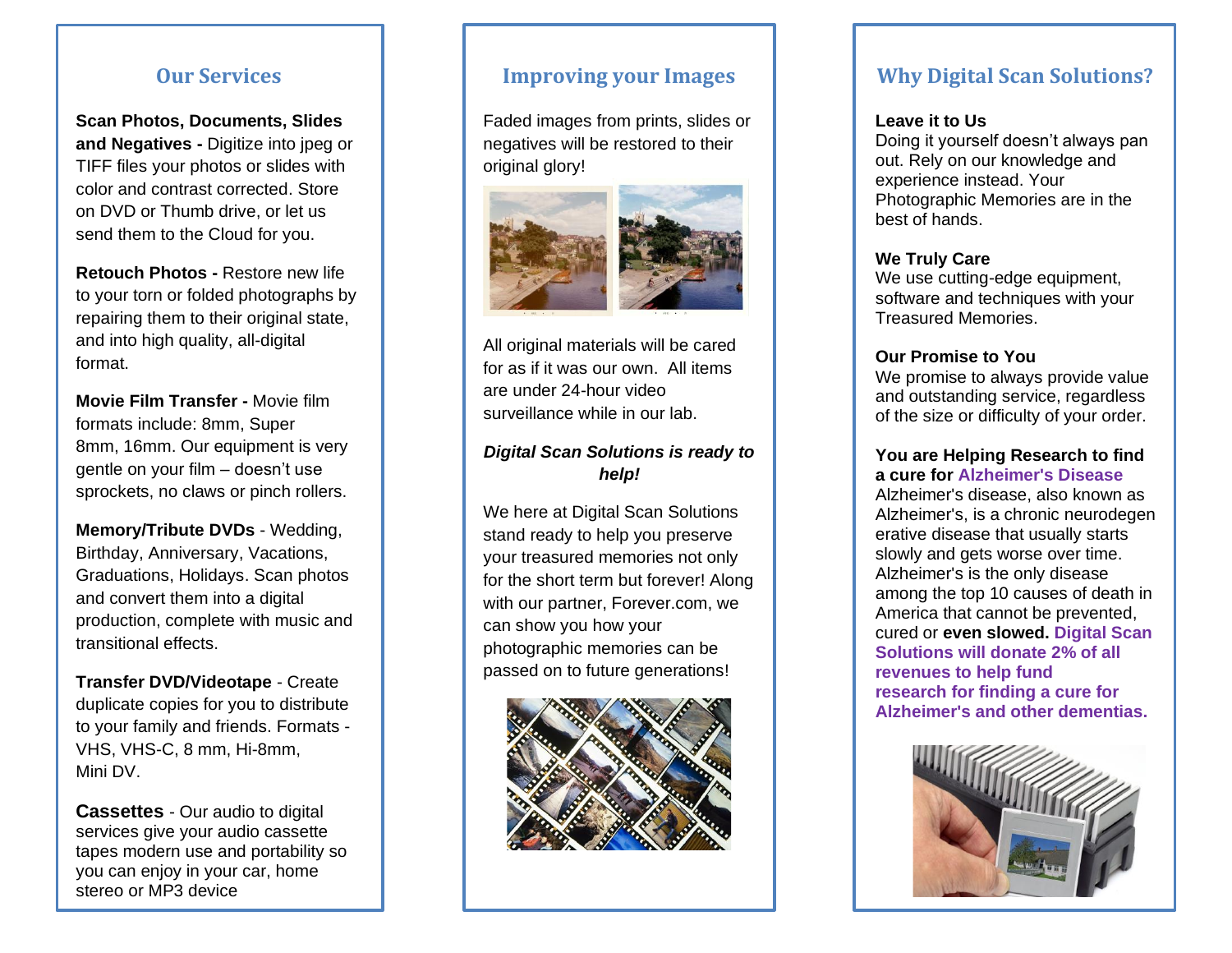## Our Services

**Scan Photos, Documents, Slides and Negatives -** Digitize into jpeg or TIFF files your photos or slides with color and contrast corrected. Store on DVD or Thumb drive, or let us send them to the Cloud for you.

**Retouch Photos -** Restore new life to your torn or folded photographs by repairing them to their original state, and into high quality, all-digital format.

**Movie Film Transfer -** Movie film formats include: 8mm, Super 8mm, 16mm. Our equipment is very gentle on your film – doesn't use sprockets, no claws or pinch rollers.

**Memory/Tribute DVDs** - Wedding, Birthday, Anniversary, Vacations, Graduations, Holidays. Scan photos and convert them into a digital production, complete with music and transitional effects.

**Transfer DVD/Videotape** - Create duplicate copies for you to distribute to your family and friends. Formats - VHS, VHS-C, 8 mm, Hi-8mm, Mini DV.

**Cassettes** - Our audio to digital services give your audio cassette tapes modern use and portability so you can enjoy in your car, home stereo or MP3 device

## Improving your Images

Faded images from prints, slides or negatives will be restored to their original glory!

All original materials will be cared for as if it was our own. All items are under 24-hour video surveillance while in our lab.

***Digital Scan Solutions is ready to help!***

We here at Digital Scan Solutions stand ready to help you preserve your treasured memories not only for the short term but forever! Along with our partner, Forever.com, we can show you how your photographic memories can be passed on to future generations!

## Why Digital Scan Solutions?

**Leave it to Us**
Doing it yourself doesn't always pan out. Rely on our knowledge and experience instead. Your Photographic Memories are in the best of hands.

**We Truly Care**
We use cutting-edge equipment, software and techniques with your Treasured Memories.

**Our Promise to You**
We promise to always provide value and outstanding service, regardless of the size or difficulty of your order.

**You are Helping Research to find a cure for Alzheimer's Disease**
Alzheimer's disease, also known as Alzheimer's, is a chronic neurodegenerative disease that usually starts slowly and gets worse over time. Alzheimer's is the only disease among the top 10 causes of death in America that cannot be prevented, cured or **even slowed.** **Digital Scan Solutions will donate 2% of all revenues to help fund research for finding a cure for Alzheimer's and other dementias.**